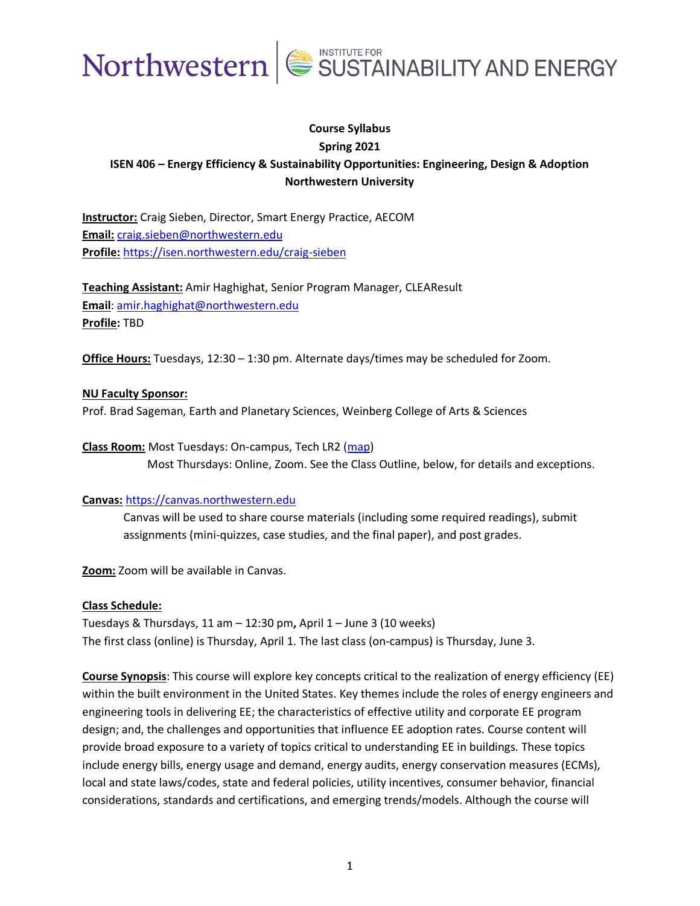**Course Syllabus**

**Spring 2021**

**ISEN 406 – Energy Efficiency & Sustainability Opportunities: Engineering, Design & Adoption**

**Northwestern University**

**Instructor:** Craig Sieben, Director, Smart Energy Practice, AECOM
**Email:** craig.sieben@northwestern.edu
**Profile:** https://isen.northwestern.edu/craig-sieben

**Teaching Assistant:** Amir Haghighat, Senior Program Manager, CLEAResult
**Email**: amir.haghighat@northwestern.edu
**Profile:** TBD

**Office Hours:** Tuesdays, 12:30 – 1:30 pm. Alternate days/times may be scheduled for Zoom.

**NU Faculty Sponsor:**
Prof. Brad Sageman, Earth and Planetary Sciences, Weinberg College of Arts & Sciences

**Class Room:** Most Tuesdays: On-campus, Tech LR2 (map)
Most Thursdays: Online, Zoom. See the Class Outline, below, for details and exceptions.

**Canvas:** https://canvas.northwestern.edu
Canvas will be used to share course materials (including some required readings), submit assignments (mini-quizzes, case studies, and the final paper), and post grades.

**Zoom:** Zoom will be available in Canvas.

**Class Schedule:**
Tuesdays & Thursdays, 11 am – 12:30 pm**,** April 1 – June 3 (10 weeks)
The first class (online) is Thursday, April 1. The last class (on-campus) is Thursday, June 3.

**Course Synopsis**: This course will explore key concepts critical to the realization of energy efficiency (EE) within the built environment in the United States. Key themes include the roles of energy engineers and engineering tools in delivering EE; the characteristics of effective utility and corporate EE program design; and, the challenges and opportunities that influence EE adoption rates. Course content will provide broad exposure to a variety of topics critical to understanding EE in buildings. These topics include energy bills, energy usage and demand, energy audits, energy conservation measures (ECMs), local and state laws/codes, state and federal policies, utility incentives, consumer behavior, financial considerations, standards and certifications, and emerging trends/models. Although the course will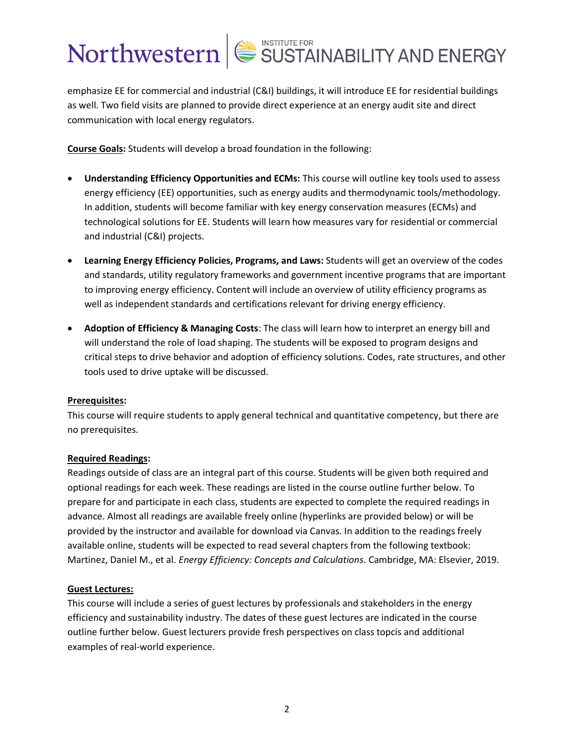emphasize EE for commercial and industrial (C&I) buildings, it will introduce EE for residential buildings as well. Two field visits are planned to provide direct experience at an energy audit site and direct communication with local energy regulators.

**Course Goals:** Students will develop a broad foundation in the following:

- **Understanding Efficiency Opportunities and ECMs:** This course will outline key tools used to assess energy efficiency (EE) opportunities, such as energy audits and thermodynamic tools/methodology. In addition, students will become familiar with key energy conservation measures (ECMs) and technological solutions for EE. Students will learn how measures vary for residential or commercial and industrial (C&I) projects.

- **Learning Energy Efficiency Policies, Programs, and Laws:** Students will get an overview of the codes and standards, utility regulatory frameworks and government incentive programs that are important to improving energy efficiency. Content will include an overview of utility efficiency programs as well as independent standards and certifications relevant for driving energy efficiency.

- **Adoption of Efficiency & Managing Costs**: The class will learn how to interpret an energy bill and will understand the role of load shaping. The students will be exposed to program designs and critical steps to drive behavior and adoption of efficiency solutions. Codes, rate structures, and other tools used to drive uptake will be discussed.

**Prerequisites:**
This course will require students to apply general technical and quantitative competency, but there are no prerequisites.

**Required Readings:**
Readings outside of class are an integral part of this course. Students will be given both required and optional readings for each week. These readings are listed in the course outline further below. To prepare for and participate in each class, students are expected to complete the required readings in advance. Almost all readings are available freely online (hyperlinks are provided below) or will be provided by the instructor and available for download via Canvas. In addition to the readings freely available online, students will be expected to read several chapters from the following textbook: Martinez, Daniel M., et al. *Energy Efficiency: Concepts and Calculations*. Cambridge, MA: Elsevier, 2019.

**Guest Lectures:**
This course will include a series of guest lectures by professionals and stakeholders in the energy efficiency and sustainability industry. The dates of these guest lectures are indicated in the course outline further below. Guest lecturers provide fresh perspectives on class topcis and additional examples of real-world experience.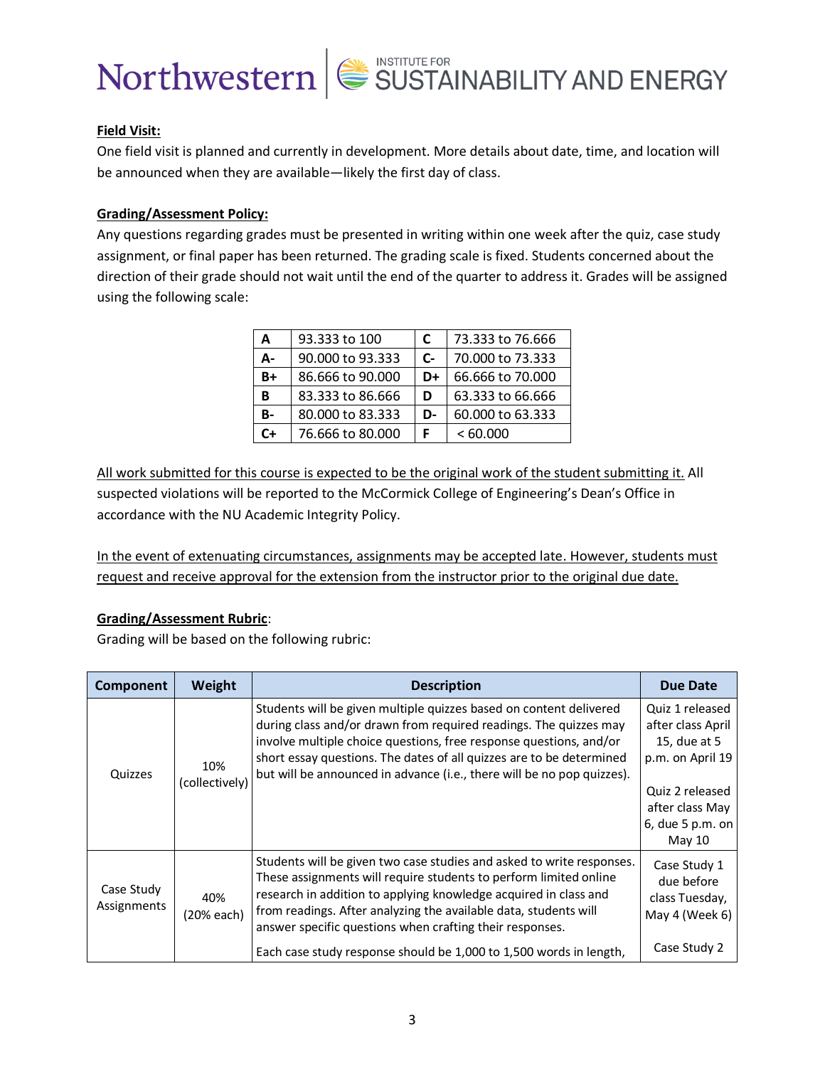**Field Visit:**

One field visit is planned and currently in development. More details about date, time, and location will be announced when they are available—likely the first day of class.

**Grading/Assessment Policy:**

Any questions regarding grades must be presented in writing within one week after the quiz, case study assignment, or final paper has been returned. The grading scale is fixed. Students concerned about the direction of their grade should not wait until the end of the quarter to address it. Grades will be assigned using the following scale:

| | | | |
|---|---|---|---|
| **A** | 93.333 to 100 | **C** | 73.333 to 76.666 |
| **A-** | 90.000 to 93.333 | **C-** | 70.000 to 73.333 |
| **B+** | 86.666 to 90.000 | **D+** | 66.666 to 70.000 |
| **B** | 83.333 to 86.666 | **D** | 63.333 to 66.666 |
| **B-** | 80.000 to 83.333 | **D-** | 60.000 to 63.333 |
| **C+** | 76.666 to 80.000 | **F** | < 60.000 |

All work submitted for this course is expected to be the original work of the student submitting it. All suspected violations will be reported to the McCormick College of Engineering's Dean's Office in accordance with the NU Academic Integrity Policy.

In the event of extenuating circumstances, assignments may be accepted late. However, students must request and receive approval for the extension from the instructor prior to the original due date.

**Grading/Assessment Rubric**:

Grading will be based on the following rubric:

| Component | Weight | Description | Due Date |
|---|---|---|---|
| Quizzes | 10% (collectively) | Students will be given multiple quizzes based on content delivered during class and/or drawn from required readings. The quizzes may involve multiple choice questions, free response questions, and/or short essay questions. The dates of all quizzes are to be determined but will be announced in advance (i.e., there will be no pop quizzes). | Quiz 1 released after class April 15, due at 5 p.m. on April 19<br><br>Quiz 2 released after class May 6, due 5 p.m. on May 10 |
| Case Study Assignments | 40% (20% each) | Students will be given two case studies and asked to write responses. These assignments will require students to perform limited online research in addition to applying knowledge acquired in class and from readings. After analyzing the available data, students will answer specific questions when crafting their responses.<br><br>Each case study response should be 1,000 to 1,500 words in length, | Case Study 1 due before class Tuesday, May 4 (Week 6)<br><br>Case Study 2 |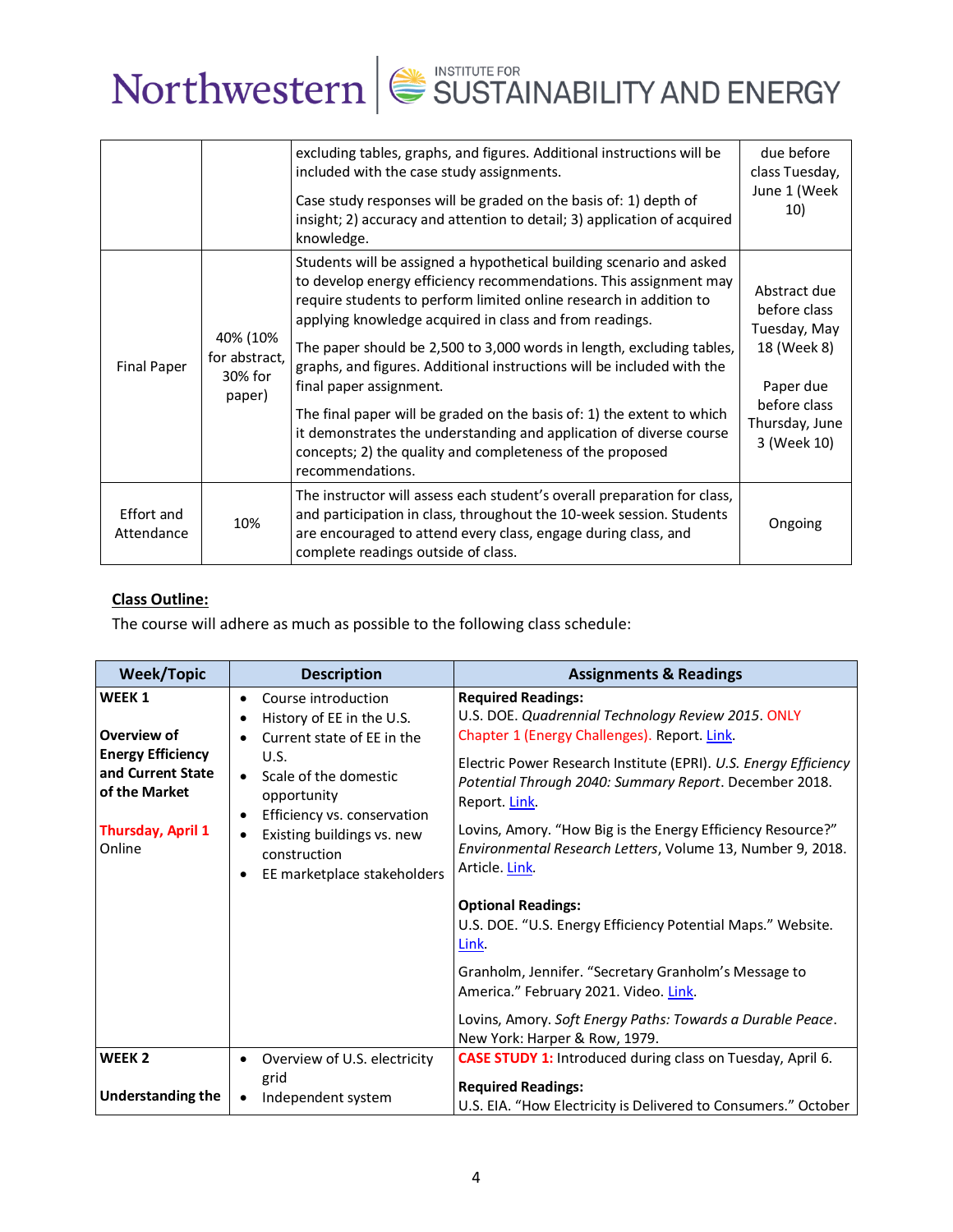|  |  | excluding tables, graphs, and figures. Additional instructions will be included with the case study assignments.<br><br>Case study responses will be graded on the basis of: 1) depth of insight; 2) accuracy and attention to detail; 3) application of acquired knowledge. | due before class Tuesday, June 1 (Week 10) |
|---|---|---|---|
| Final Paper | 40% (10% for abstract, 30% for paper) | Students will be assigned a hypothetical building scenario and asked to develop energy efficiency recommendations. This assignment may require students to perform limited online research in addition to applying knowledge acquired in class and from readings.<br><br>The paper should be 2,500 to 3,000 words in length, excluding tables, graphs, and figures. Additional instructions will be included with the final paper assignment.<br><br>The final paper will be graded on the basis of: 1) the extent to which it demonstrates the understanding and application of diverse course concepts; 2) the quality and completeness of the proposed recommendations. | Abstract due before class Tuesday, May 18 (Week 8)<br><br>Paper due before class Thursday, June 3 (Week 10) |
| Effort and Attendance | 10% | The instructor will assess each student's overall preparation for class, and participation in class, throughout the 10-week session. Students are encouraged to attend every class, engage during class, and complete readings outside of class. | Ongoing |

**Class Outline:**

The course will adhere as much as possible to the following class schedule:

| Week/Topic | Description | Assignments & Readings |
|---|---|---|
| **WEEK 1**<br><br>**Overview of Energy Efficiency and Current State of the Market**<br><br>**Thursday, April 1**<br>Online | • Course introduction<br>• History of EE in the U.S.<br>• Current state of EE in the U.S.<br>• Scale of the domestic opportunity<br>• Efficiency vs. conservation<br>• Existing buildings vs. new construction<br>• EE marketplace stakeholders | **Required Readings:**<br>U.S. DOE. *Quadrennial Technology Review 2015*. ONLY Chapter 1 (Energy Challenges). Report. Link.<br><br>Electric Power Research Institute (EPRI). *U.S. Energy Efficiency Potential Through 2040: Summary Report*. December 2018. Report. Link.<br><br>Lovins, Amory. "How Big is the Energy Efficiency Resource?" *Environmental Research Letters*, Volume 13, Number 9, 2018. Article. Link.<br><br>**Optional Readings:**<br>U.S. DOE. "U.S. Energy Efficiency Potential Maps." Website. Link.<br><br>Granholm, Jennifer. "Secretary Granholm's Message to America." February 2021. Video. Link.<br><br>Lovins, Amory. *Soft Energy Paths: Towards a Durable Peace*. New York: Harper & Row, 1979. |
| **WEEK 2**<br><br>**Understanding the** | • Overview of U.S. electricity grid<br>• Independent system | **CASE STUDY 1:** Introduced during class on Tuesday, April 6.<br><br>**Required Readings:**<br>U.S. EIA. "How Electricity is Delivered to Consumers." October |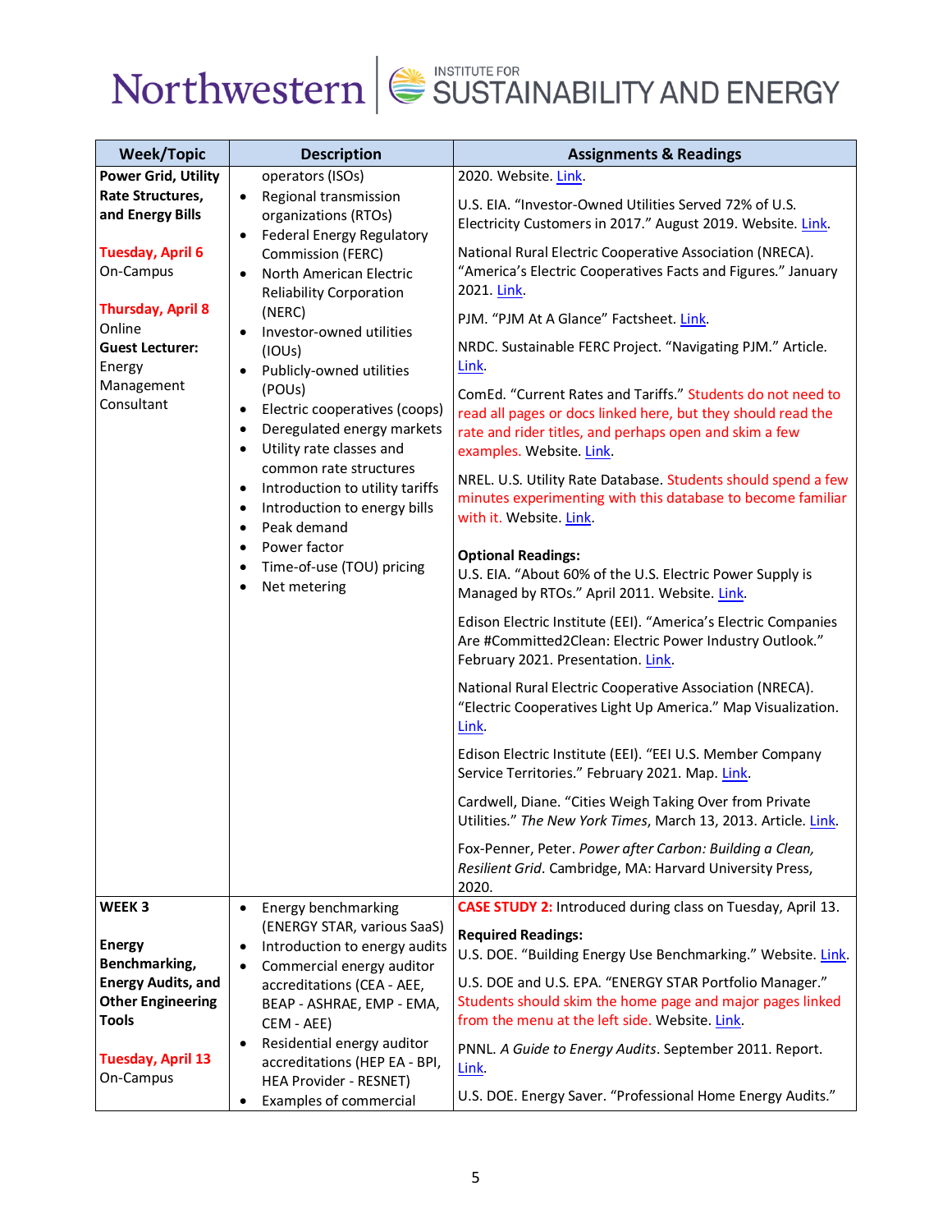| Week/Topic | Description | Assignments & Readings |
|---|---|---|
| **Power Grid, Utility Rate Structures, and Energy Bills**<br><br>**Tuesday, April 6**<br>On-Campus<br><br>**Thursday, April 8**<br>Online<br>**Guest Lecturer:** Energy Management Consultant | operators (ISOs)<br>• Regional transmission organizations (RTOs)<br>• Federal Energy Regulatory Commission (FERC)<br>• North American Electric Reliability Corporation (NERC)<br>• Investor-owned utilities (IOUs)<br>• Publicly-owned utilities (POUs)<br>• Electric cooperatives (coops)<br>• Deregulated energy markets<br>• Utility rate classes and common rate structures<br>• Introduction to utility tariffs<br>• Introduction to energy bills<br>• Peak demand<br>• Power factor<br>• Time-of-use (TOU) pricing<br>• Net metering | 2020. Website. Link.<br><br>U.S. EIA. "Investor-Owned Utilities Served 72% of U.S. Electricity Customers in 2017." August 2019. Website. Link.<br><br>National Rural Electric Cooperative Association (NRECA). "America's Electric Cooperatives Facts and Figures." January 2021. Link.<br><br>PJM. "PJM At A Glance" Factsheet. Link.<br><br>NRDC. Sustainable FERC Project. "Navigating PJM." Article. Link.<br><br>ComEd. "Current Rates and Tariffs." Students do not need to read all pages or docs linked here, but they should read the rate and rider titles, and perhaps open and skim a few examples. Website. Link.<br><br>NREL. U.S. Utility Rate Database. Students should spend a few minutes experimenting with this database to become familiar with it. Website. Link.<br><br>**Optional Readings:**<br>U.S. EIA. "About 60% of the U.S. Electric Power Supply is Managed by RTOs." April 2011. Website. Link.<br><br>Edison Electric Institute (EEI). "America's Electric Companies Are #Committed2Clean: Electric Power Industry Outlook." February 2021. Presentation. Link.<br><br>National Rural Electric Cooperative Association (NRECA). "Electric Cooperatives Light Up America." Map Visualization. Link.<br><br>Edison Electric Institute (EEI). "EEI U.S. Member Company Service Territories." February 2021. Map. Link.<br><br>Cardwell, Diane. "Cities Weigh Taking Over from Private Utilities." *The New York Times*, March 13, 2013. Article. Link.<br><br>Fox-Penner, Peter. *Power after Carbon: Building a Clean, Resilient Grid*. Cambridge, MA: Harvard University Press, 2020. |
| **WEEK 3**<br><br>**Energy Benchmarking, Energy Audits, and Other Engineering Tools**<br><br>**Tuesday, April 13**<br>On-Campus | • Energy benchmarking (ENERGY STAR, various SaaS)<br>• Introduction to energy audits<br>• Commercial energy auditor accreditations (CEA - AEE, BEAP - ASHRAE, EMP - EMA, CEM - AEE)<br>• Residential energy auditor accreditations (HEP EA - BPI, HEA Provider - RESNET)<br>• Examples of commercial | CASE STUDY 2: Introduced during class on Tuesday, April 13.<br><br>**Required Readings:**<br>U.S. DOE. "Building Energy Use Benchmarking." Website. Link.<br><br>U.S. DOE and U.S. EPA. "ENERGY STAR Portfolio Manager." Students should skim the home page and major pages linked from the menu at the left side. Website. Link.<br><br>PNNL. *A Guide to Energy Audits*. September 2011. Report. Link.<br><br>U.S. DOE. Energy Saver. "Professional Home Energy Audits." |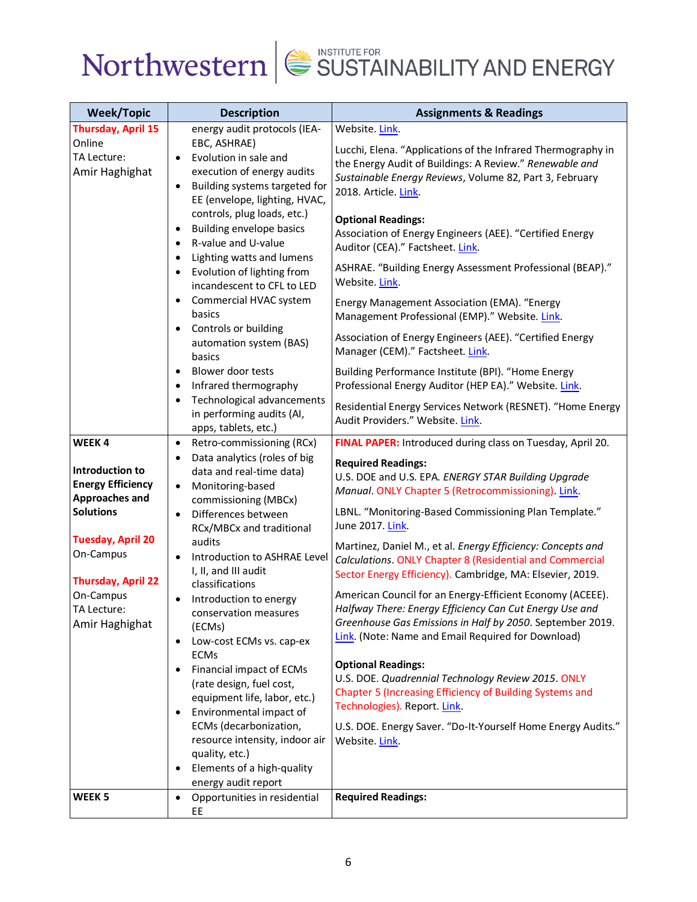| Week/Topic | Description | Assignments & Readings |
|---|---|---|
| **Thursday, April 15**<br>Online<br>TA Lecture:<br>Amir Haghighat | energy audit protocols (IEA-EBC, ASHRAE)<br>• Evolution in sale and execution of energy audits<br>• Building systems targeted for EE (envelope, lighting, HVAC, controls, plug loads, etc.)<br>• Building envelope basics<br>• R-value and U-value<br>• Lighting watts and lumens<br>• Evolution of lighting from incandescent to CFL to LED<br>• Commercial HVAC system basics<br>• Controls or building automation system (BAS) basics<br>• Blower door tests<br>• Infrared thermography<br>• Technological advancements in performing audits (AI, apps, tablets, etc.) | Website. Link.<br><br>Lucchi, Elena. "Applications of the Infrared Thermography in the Energy Audit of Buildings: A Review." *Renewable and Sustainable Energy Reviews*, Volume 82, Part 3, February 2018. Article. Link.<br><br>**Optional Readings:**<br>Association of Energy Engineers (AEE). "Certified Energy Auditor (CEA)." Factsheet. Link.<br><br>ASHRAE. "Building Energy Assessment Professional (BEAP)." Website. Link.<br><br>Energy Management Association (EMA). "Energy Management Professional (EMP)." Website. Link.<br><br>Association of Energy Engineers (AEE). "Certified Energy Manager (CEM)." Factsheet. Link.<br><br>Building Performance Institute (BPI). "Home Energy Professional Energy Auditor (HEP EA)." Website. Link.<br><br>Residential Energy Services Network (RESNET). "Home Energy Audit Providers." Website. Link. |
| **WEEK 4**<br><br>**Introduction to Energy Efficiency Approaches and Solutions**<br><br>**Tuesday, April 20**<br>On-Campus<br><br>**Thursday, April 22**<br>On-Campus<br>TA Lecture:<br>Amir Haghighat | • Retro-commissioning (RCx)<br>• Data analytics (roles of big data and real-time data)<br>• Monitoring-based commissioning (MBCx)<br>• Differences between RCx/MBCx and traditional audits<br>• Introduction to ASHRAE Level I, II, and III audit classifications<br>• Introduction to energy conservation measures (ECMs)<br>• Low-cost ECMs vs. cap-ex ECMs<br>• Financial impact of ECMs (rate design, fuel cost, equipment life, labor, etc.)<br>• Environmental impact of ECMs (decarbonization, resource intensity, indoor air quality, etc.)<br>• Elements of a high-quality energy audit report | **FINAL PAPER:** Introduced during class on Tuesday, April 20.<br><br>**Required Readings:**<br>U.S. DOE and U.S. EPA. *ENERGY STAR Building Upgrade Manual*. ONLY Chapter 5 (Retrocommissioning). Link.<br><br>LBNL. "Monitoring-Based Commissioning Plan Template." June 2017. Link.<br><br>Martinez, Daniel M., et al. *Energy Efficiency: Concepts and Calculations*. ONLY Chapter 8 (Residential and Commercial Sector Energy Efficiency). Cambridge, MA: Elsevier, 2019.<br><br>American Council for an Energy-Efficient Economy (ACEEE). *Halfway There: Energy Efficiency Can Cut Energy Use and Greenhouse Gas Emissions in Half by 2050*. September 2019. Link. (Note: Name and Email Required for Download)<br><br>**Optional Readings:**<br>U.S. DOE. *Quadrennial Technology Review 2015*. ONLY Chapter 5 (Increasing Efficiency of Building Systems and Technologies). Report. Link.<br><br>U.S. DOE. Energy Saver. "Do-It-Yourself Home Energy Audits." Website. Link. |
| **WEEK 5** | • Opportunities in residential EE | **Required Readings:** |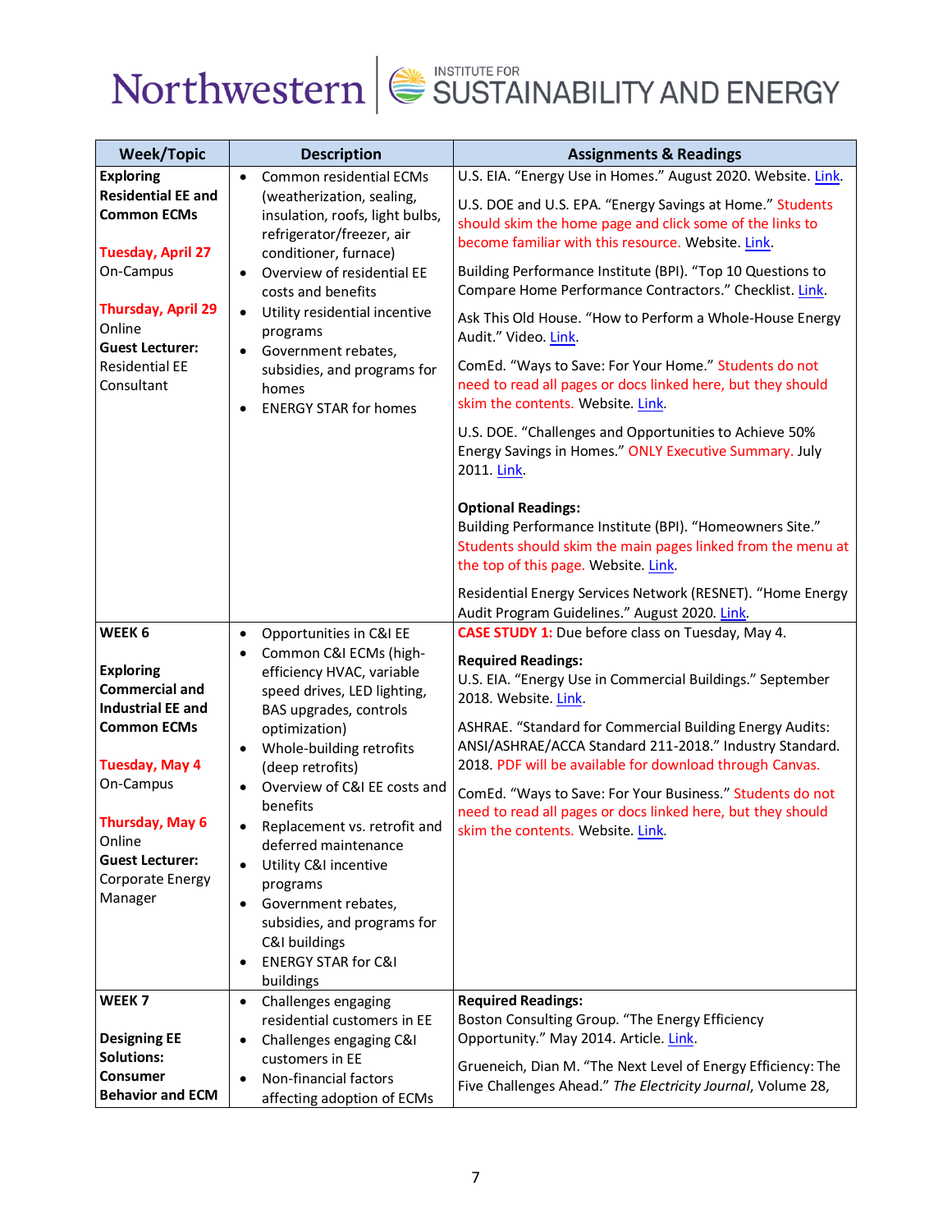| Week/Topic | Description | Assignments & Readings |
|---|---|---|
| **Exploring Residential EE and Common ECMs**<br><br>**Tuesday, April 27**<br>On-Campus<br><br>**Thursday, April 29**<br>Online<br>**Guest Lecturer:** Residential EE Consultant | • Common residential ECMs (weatherization, sealing, insulation, roofs, light bulbs, refrigerator/freezer, air conditioner, furnace)<br>• Overview of residential EE costs and benefits<br>• Utility residential incentive programs<br>• Government rebates, subsidies, and programs for homes<br>• ENERGY STAR for homes | U.S. EIA. "Energy Use in Homes." August 2020. Website. Link.<br><br>U.S. DOE and U.S. EPA. "Energy Savings at Home." Students should skim the home page and click some of the links to become familiar with this resource. Website. Link.<br><br>Building Performance Institute (BPI). "Top 10 Questions to Compare Home Performance Contractors." Checklist. Link.<br><br>Ask This Old House. "How to Perform a Whole-House Energy Audit." Video. Link.<br><br>ComEd. "Ways to Save: For Your Home." Students do not need to read all pages or docs linked here, but they should skim the contents. Website. Link.<br><br>U.S. DOE. "Challenges and Opportunities to Achieve 50% Energy Savings in Homes." ONLY Executive Summary. July 2011. Link.<br><br>**Optional Readings:**<br>Building Performance Institute (BPI). "Homeowners Site." Students should skim the main pages linked from the menu at the top of this page. Website. Link.<br><br>Residential Energy Services Network (RESNET). "Home Energy Audit Program Guidelines." August 2020. Link. |
| **WEEK 6**<br><br>**Exploring Commercial and Industrial EE and Common ECMs**<br><br>**Tuesday, May 4**<br>On-Campus<br><br>**Thursday, May 6**<br>Online<br>**Guest Lecturer:** Corporate Energy Manager | • Opportunities in C&I EE<br>• Common C&I ECMs (high-efficiency HVAC, variable speed drives, LED lighting, BAS upgrades, controls optimization)<br>• Whole-building retrofits (deep retrofits)<br>• Overview of C&I EE costs and benefits<br>• Replacement vs. retrofit and deferred maintenance<br>• Utility C&I incentive programs<br>• Government rebates, subsidies, and programs for C&I buildings<br>• ENERGY STAR for C&I buildings | **CASE STUDY 1:** Due before class on Tuesday, May 4.<br><br>**Required Readings:**<br>U.S. EIA. "Energy Use in Commercial Buildings." September 2018. Website. Link.<br><br>ASHRAE. "Standard for Commercial Building Energy Audits: ANSI/ASHRAE/ACCA Standard 211-2018." Industry Standard. 2018. PDF will be available for download through Canvas.<br><br>ComEd. "Ways to Save: For Your Business." Students do not need to read all pages or docs linked here, but they should skim the contents. Website. Link. |
| **WEEK 7**<br><br>**Designing EE Solutions: Consumer Behavior and ECM** | • Challenges engaging residential customers in EE<br>• Challenges engaging C&I customers in EE<br>• Non-financial factors affecting adoption of ECMs | **Required Readings:**<br>Boston Consulting Group. "The Energy Efficiency Opportunity." May 2014. Article. Link.<br><br>Grueneich, Dian M. "The Next Level of Energy Efficiency: The Five Challenges Ahead." *The Electricity Journal*, Volume 28, |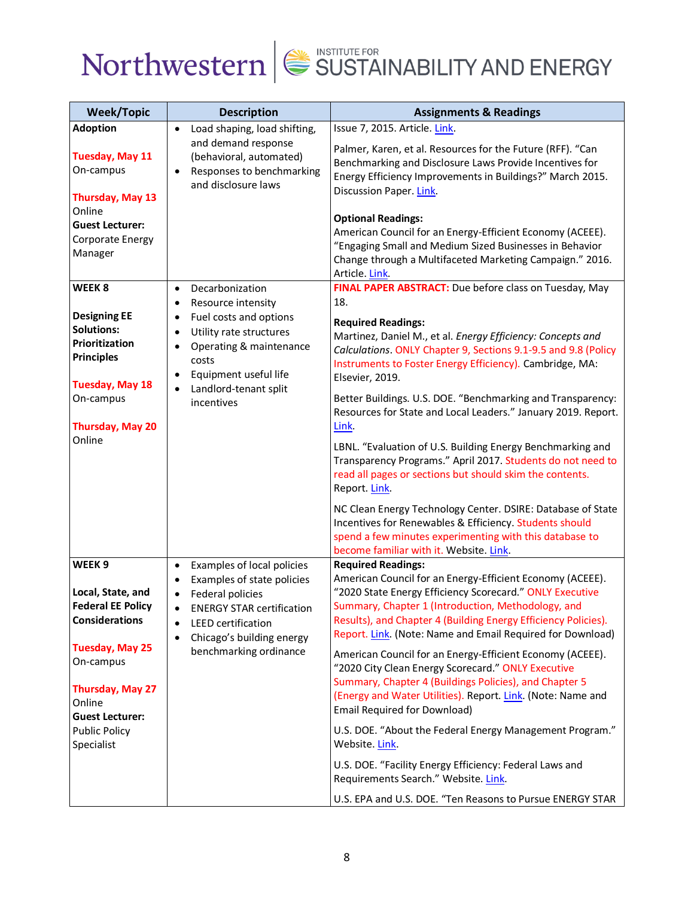| Week/Topic | Description | Assignments & Readings |
|---|---|---|
| **Adoption**<br><br>**Tuesday, May 11**<br>On-campus<br><br>**Thursday, May 13**<br>Online<br>**Guest Lecturer:**<br>Corporate Energy Manager | • Load shaping, load shifting, and demand response (behavioral, automated)<br>• Responses to benchmarking and disclosure laws | Issue 7, 2015. Article. Link.<br><br>Palmer, Karen, et al. Resources for the Future (RFF). "Can Benchmarking and Disclosure Laws Provide Incentives for Energy Efficiency Improvements in Buildings?" March 2015. Discussion Paper. Link.<br><br>**Optional Readings:**<br>American Council for an Energy-Efficient Economy (ACEEE). "Engaging Small and Medium Sized Businesses in Behavior Change through a Multifaceted Marketing Campaign." 2016. Article. Link. |
| **WEEK 8**<br><br>**Designing EE Solutions: Prioritization Principles**<br><br>**Tuesday, May 18**<br>On-campus<br><br>**Thursday, May 20**<br>Online | • Decarbonization<br>• Resource intensity<br>• Fuel costs and options<br>• Utility rate structures<br>• Operating & maintenance costs<br>• Equipment useful life<br>• Landlord-tenant split incentives | **FINAL PAPER ABSTRACT:** Due before class on Tuesday, May 18.<br><br>**Required Readings:**<br>Martinez, Daniel M., et al. *Energy Efficiency: Concepts and Calculations*. ONLY Chapter 9, Sections 9.1-9.5 and 9.8 (Policy Instruments to Foster Energy Efficiency). Cambridge, MA: Elsevier, 2019.<br><br>Better Buildings. U.S. DOE. "Benchmarking and Transparency: Resources for State and Local Leaders." January 2019. Report. Link.<br><br>LBNL. "Evaluation of U.S. Building Energy Benchmarking and Transparency Programs." April 2017. Students do not need to read all pages or sections but should skim the contents. Report. Link.<br><br>NC Clean Energy Technology Center. DSIRE: Database of State Incentives for Renewables & Efficiency. Students should spend a few minutes experimenting with this database to become familiar with it. Website. Link. |
| **WEEK 9**<br><br>**Local, State, and Federal EE Policy Considerations**<br><br>**Tuesday, May 25**<br>On-campus<br><br>**Thursday, May 27**<br>Online<br>**Guest Lecturer:**<br>Public Policy Specialist | • Examples of local policies<br>• Examples of state policies<br>• Federal policies<br>• ENERGY STAR certification<br>• LEED certification<br>• Chicago's building energy benchmarking ordinance | **Required Readings:**<br>American Council for an Energy-Efficient Economy (ACEEE). "2020 State Energy Efficiency Scorecard." ONLY Executive Summary, Chapter 1 (Introduction, Methodology, and Results), and Chapter 4 (Building Energy Efficiency Policies). Report. Link. (Note: Name and Email Required for Download)<br><br>American Council for an Energy-Efficient Economy (ACEEE). "2020 City Clean Energy Scorecard." ONLY Executive Summary, Chapter 4 (Buildings Policies), and Chapter 5 (Energy and Water Utilities). Report. Link. (Note: Name and Email Required for Download)<br><br>U.S. DOE. "About the Federal Energy Management Program." Website. Link.<br><br>U.S. DOE. "Facility Energy Efficiency: Federal Laws and Requirements Search." Website. Link.<br><br>U.S. EPA and U.S. DOE. "Ten Reasons to Pursue ENERGY STAR |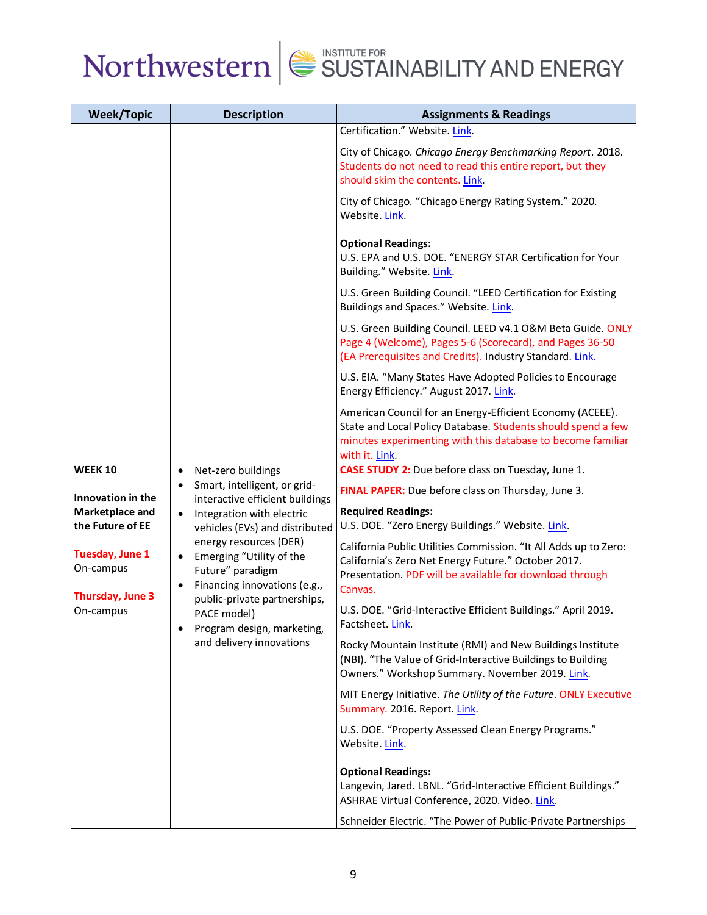| Week/Topic | Description | Assignments & Readings |
|---|---|---|
| | | Certification." Website. Link.<br><br>City of Chicago. *Chicago Energy Benchmarking Report*. 2018. Students do not need to read this entire report, but they should skim the contents. Link.<br><br>City of Chicago. "Chicago Energy Rating System." 2020. Website. Link.<br><br>**Optional Readings:**<br>U.S. EPA and U.S. DOE. "ENERGY STAR Certification for Your Building." Website. Link.<br><br>U.S. Green Building Council. "LEED Certification for Existing Buildings and Spaces." Website. Link.<br><br>U.S. Green Building Council. LEED v4.1 O&M Beta Guide. ONLY Page 4 (Welcome), Pages 5-6 (Scorecard), and Pages 36-50 (EA Prerequisites and Credits). Industry Standard. Link.<br><br>U.S. EIA. "Many States Have Adopted Policies to Encourage Energy Efficiency." August 2017. Link.<br><br>American Council for an Energy-Efficient Economy (ACEEE). State and Local Policy Database. Students should spend a few minutes experimenting with this database to become familiar with it. Link. |
| **WEEK 10**<br><br>**Innovation in the Marketplace and the Future of EE**<br><br>**Tuesday, June 1**<br>On-campus<br><br>**Thursday, June 3**<br>On-campus | • Net-zero buildings<br>• Smart, intelligent, or grid-interactive efficient buildings<br>• Integration with electric vehicles (EVs) and distributed energy resources (DER)<br>• Emerging "Utility of the Future" paradigm<br>• Financing innovations (e.g., public-private partnerships, PACE model)<br>• Program design, marketing, and delivery innovations | **CASE STUDY 2:** Due before class on Tuesday, June 1.<br><br>**FINAL PAPER:** Due before class on Thursday, June 3.<br><br>**Required Readings:**<br>U.S. DOE. "Zero Energy Buildings." Website. Link.<br><br>California Public Utilities Commission. "It All Adds up to Zero: California's Zero Net Energy Future." October 2017. Presentation. PDF will be available for download through Canvas.<br><br>U.S. DOE. "Grid-Interactive Efficient Buildings." April 2019. Factsheet. Link.<br><br>Rocky Mountain Institute (RMI) and New Buildings Institute (NBI). "The Value of Grid-Interactive Buildings to Building Owners." Workshop Summary. November 2019. Link.<br><br>MIT Energy Initiative. *The Utility of the Future*. ONLY Executive Summary. 2016. Report. Link.<br><br>U.S. DOE. "Property Assessed Clean Energy Programs." Website. Link.<br><br>**Optional Readings:**<br>Langevin, Jared. LBNL. "Grid-Interactive Efficient Buildings." ASHRAE Virtual Conference, 2020. Video. Link.<br><br>Schneider Electric. "The Power of Public-Private Partnerships |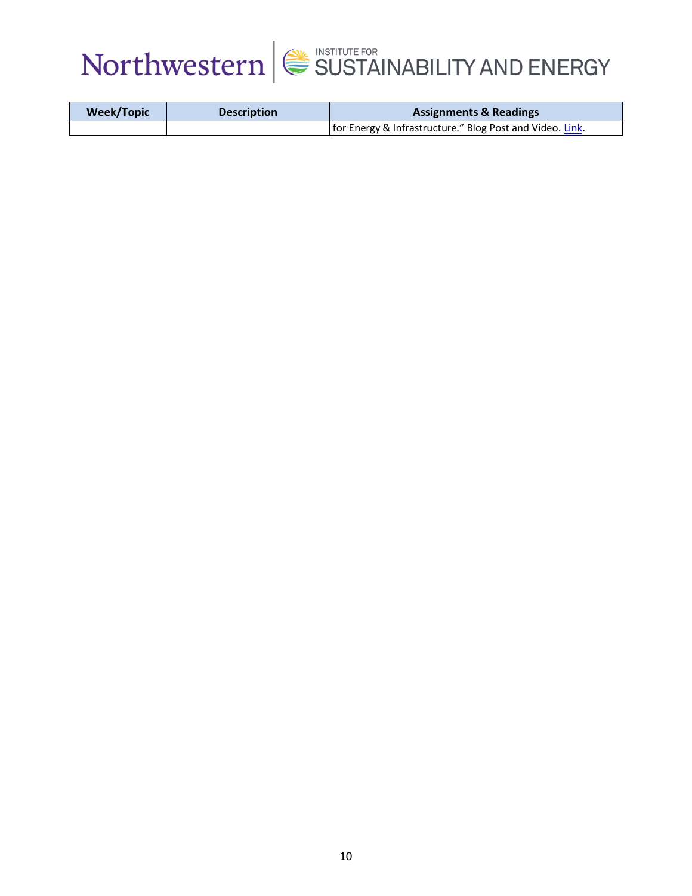| Week/Topic | Description | Assignments & Readings |
| --- | --- | --- |
| | | for Energy & Infrastructure." Blog Post and Video. Link. |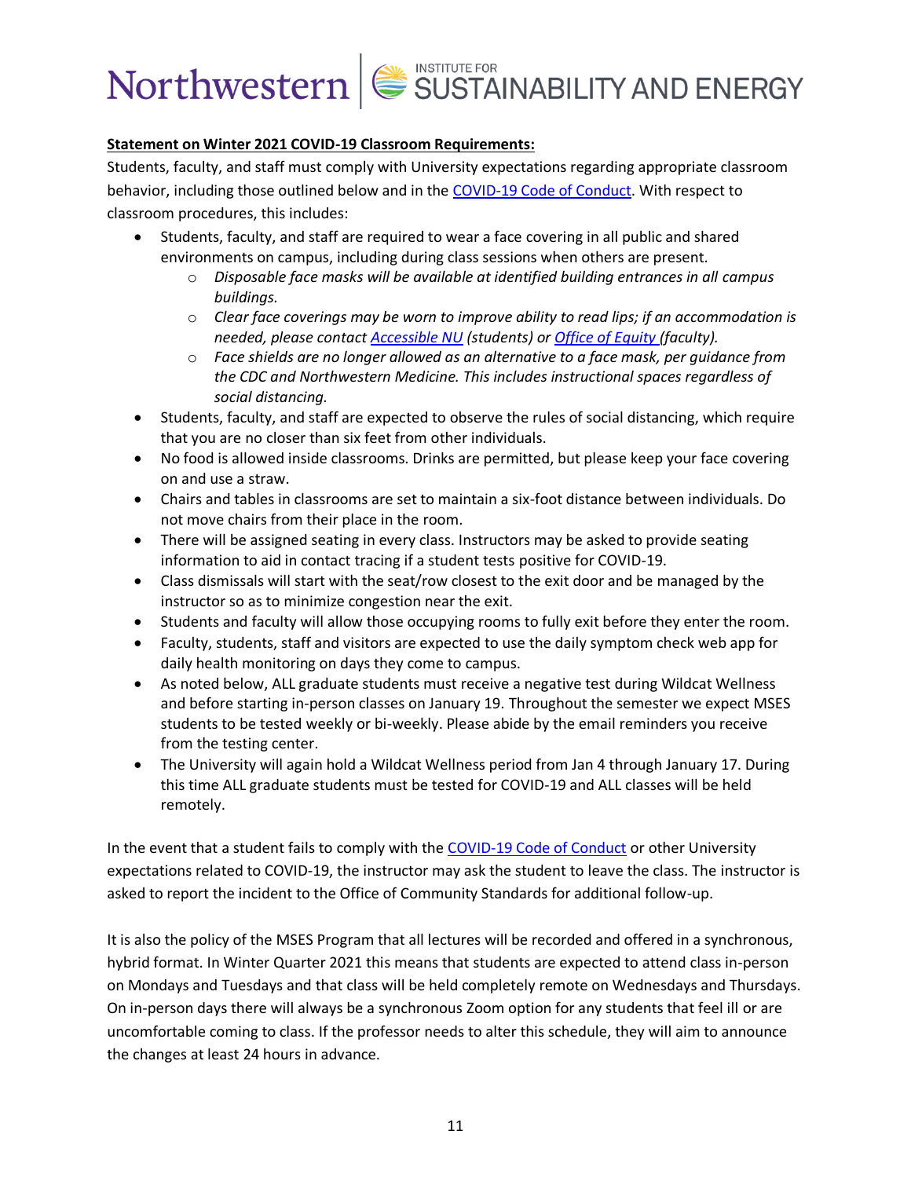**Statement on Winter 2021 COVID-19 Classroom Requirements:**

Students, faculty, and staff must comply with University expectations regarding appropriate classroom behavior, including those outlined below and in the COVID-19 Code of Conduct. With respect to classroom procedures, this includes:

- Students, faculty, and staff are required to wear a face covering in all public and shared environments on campus, including during class sessions when others are present.
  - *Disposable face masks will be available at identified building entrances in all campus buildings.*
  - *Clear face coverings may be worn to improve ability to read lips; if an accommodation is needed, please contact Accessible NU (students) or Office of Equity (faculty).*
  - *Face shields are no longer allowed as an alternative to a face mask, per guidance from the CDC and Northwestern Medicine. This includes instructional spaces regardless of social distancing.*
- Students, faculty, and staff are expected to observe the rules of social distancing, which require that you are no closer than six feet from other individuals.
- No food is allowed inside classrooms. Drinks are permitted, but please keep your face covering on and use a straw.
- Chairs and tables in classrooms are set to maintain a six-foot distance between individuals. Do not move chairs from their place in the room.
- There will be assigned seating in every class. Instructors may be asked to provide seating information to aid in contact tracing if a student tests positive for COVID-19.
- Class dismissals will start with the seat/row closest to the exit door and be managed by the instructor so as to minimize congestion near the exit.
- Students and faculty will allow those occupying rooms to fully exit before they enter the room.
- Faculty, students, staff and visitors are expected to use the daily symptom check web app for daily health monitoring on days they come to campus.
- As noted below, ALL graduate students must receive a negative test during Wildcat Wellness and before starting in-person classes on January 19. Throughout the semester we expect MSES students to be tested weekly or bi-weekly. Please abide by the email reminders you receive from the testing center.
- The University will again hold a Wildcat Wellness period from Jan 4 through January 17. During this time ALL graduate students must be tested for COVID-19 and ALL classes will be held remotely.

In the event that a student fails to comply with the COVID-19 Code of Conduct or other University expectations related to COVID-19, the instructor may ask the student to leave the class. The instructor is asked to report the incident to the Office of Community Standards for additional follow-up.

It is also the policy of the MSES Program that all lectures will be recorded and offered in a synchronous, hybrid format. In Winter Quarter 2021 this means that students are expected to attend class in-person on Mondays and Tuesdays and that class will be held completely remote on Wednesdays and Thursdays. On in-person days there will always be a synchronous Zoom option for any students that feel ill or are uncomfortable coming to class. If the professor needs to alter this schedule, they will aim to announce the changes at least 24 hours in advance.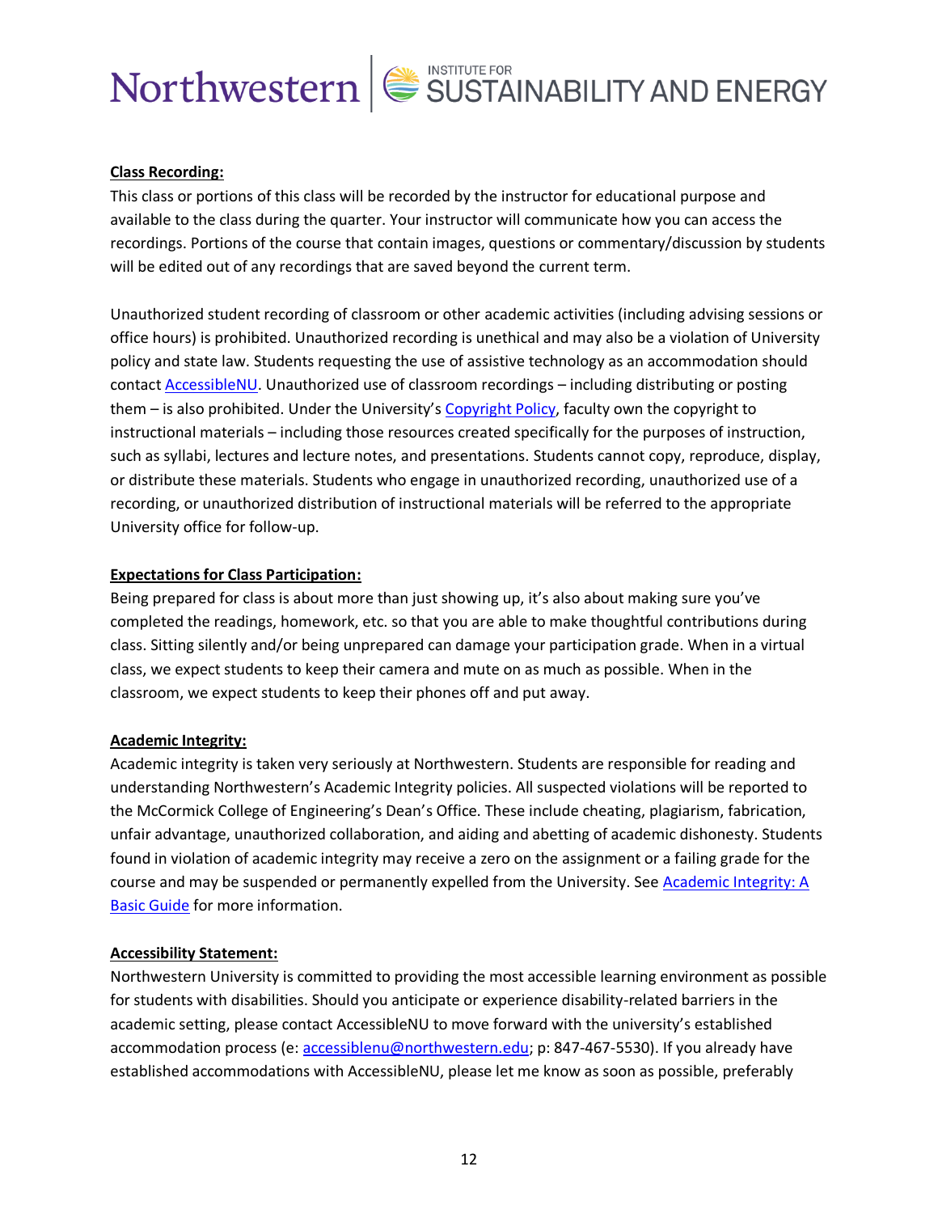**Class Recording:**

This class or portions of this class will be recorded by the instructor for educational purpose and available to the class during the quarter. Your instructor will communicate how you can access the recordings. Portions of the course that contain images, questions or commentary/discussion by students will be edited out of any recordings that are saved beyond the current term.

Unauthorized student recording of classroom or other academic activities (including advising sessions or office hours) is prohibited. Unauthorized recording is unethical and may also be a violation of University policy and state law. Students requesting the use of assistive technology as an accommodation should contact AccessibleNU. Unauthorized use of classroom recordings – including distributing or posting them – is also prohibited. Under the University's Copyright Policy, faculty own the copyright to instructional materials – including those resources created specifically for the purposes of instruction, such as syllabi, lectures and lecture notes, and presentations. Students cannot copy, reproduce, display, or distribute these materials. Students who engage in unauthorized recording, unauthorized use of a recording, or unauthorized distribution of instructional materials will be referred to the appropriate University office for follow-up.

**Expectations for Class Participation:**

Being prepared for class is about more than just showing up, it's also about making sure you've completed the readings, homework, etc. so that you are able to make thoughtful contributions during class. Sitting silently and/or being unprepared can damage your participation grade. When in a virtual class, we expect students to keep their camera and mute on as much as possible. When in the classroom, we expect students to keep their phones off and put away.

**Academic Integrity:**

Academic integrity is taken very seriously at Northwestern. Students are responsible for reading and understanding Northwestern's Academic Integrity policies. All suspected violations will be reported to the McCormick College of Engineering's Dean's Office. These include cheating, plagiarism, fabrication, unfair advantage, unauthorized collaboration, and aiding and abetting of academic dishonesty. Students found in violation of academic integrity may receive a zero on the assignment or a failing grade for the course and may be suspended or permanently expelled from the University. See Academic Integrity: A Basic Guide for more information.

**Accessibility Statement:**

Northwestern University is committed to providing the most accessible learning environment as possible for students with disabilities. Should you anticipate or experience disability-related barriers in the academic setting, please contact AccessibleNU to move forward with the university's established accommodation process (e: accessiblenu@northwestern.edu; p: 847-467-5530). If you already have established accommodations with AccessibleNU, please let me know as soon as possible, preferably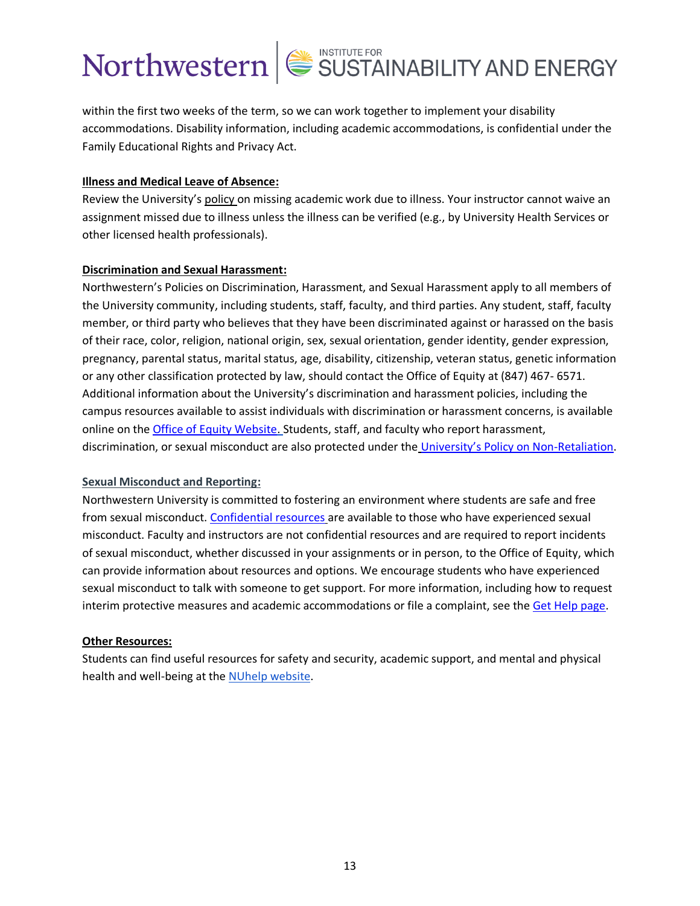within the first two weeks of the term, so we can work together to implement your disability accommodations. Disability information, including academic accommodations, is confidential under the Family Educational Rights and Privacy Act.

**Illness and Medical Leave of Absence:**

Review the University's policy on missing academic work due to illness. Your instructor cannot waive an assignment missed due to illness unless the illness can be verified (e.g., by University Health Services or other licensed health professionals).

**Discrimination and Sexual Harassment:**

Northwestern's Policies on Discrimination, Harassment, and Sexual Harassment apply to all members of the University community, including students, staff, faculty, and third parties. Any student, staff, faculty member, or third party who believes that they have been discriminated against or harassed on the basis of their race, color, religion, national origin, sex, sexual orientation, gender identity, gender expression, pregnancy, parental status, marital status, age, disability, citizenship, veteran status, genetic information or any other classification protected by law, should contact the Office of Equity at (847) 467- 6571. Additional information about the University's discrimination and harassment policies, including the campus resources available to assist individuals with discrimination or harassment concerns, is available online on the Office of Equity Website. Students, staff, and faculty who report harassment, discrimination, or sexual misconduct are also protected under the University's Policy on Non-Retaliation.

**Sexual Misconduct and Reporting:**

Northwestern University is committed to fostering an environment where students are safe and free from sexual misconduct. Confidential resources are available to those who have experienced sexual misconduct. Faculty and instructors are not confidential resources and are required to report incidents of sexual misconduct, whether discussed in your assignments or in person, to the Office of Equity, which can provide information about resources and options. We encourage students who have experienced sexual misconduct to talk with someone to get support. For more information, including how to request interim protective measures and academic accommodations or file a complaint, see the Get Help page.

**Other Resources:**

Students can find useful resources for safety and security, academic support, and mental and physical health and well-being at the NUhelp website.